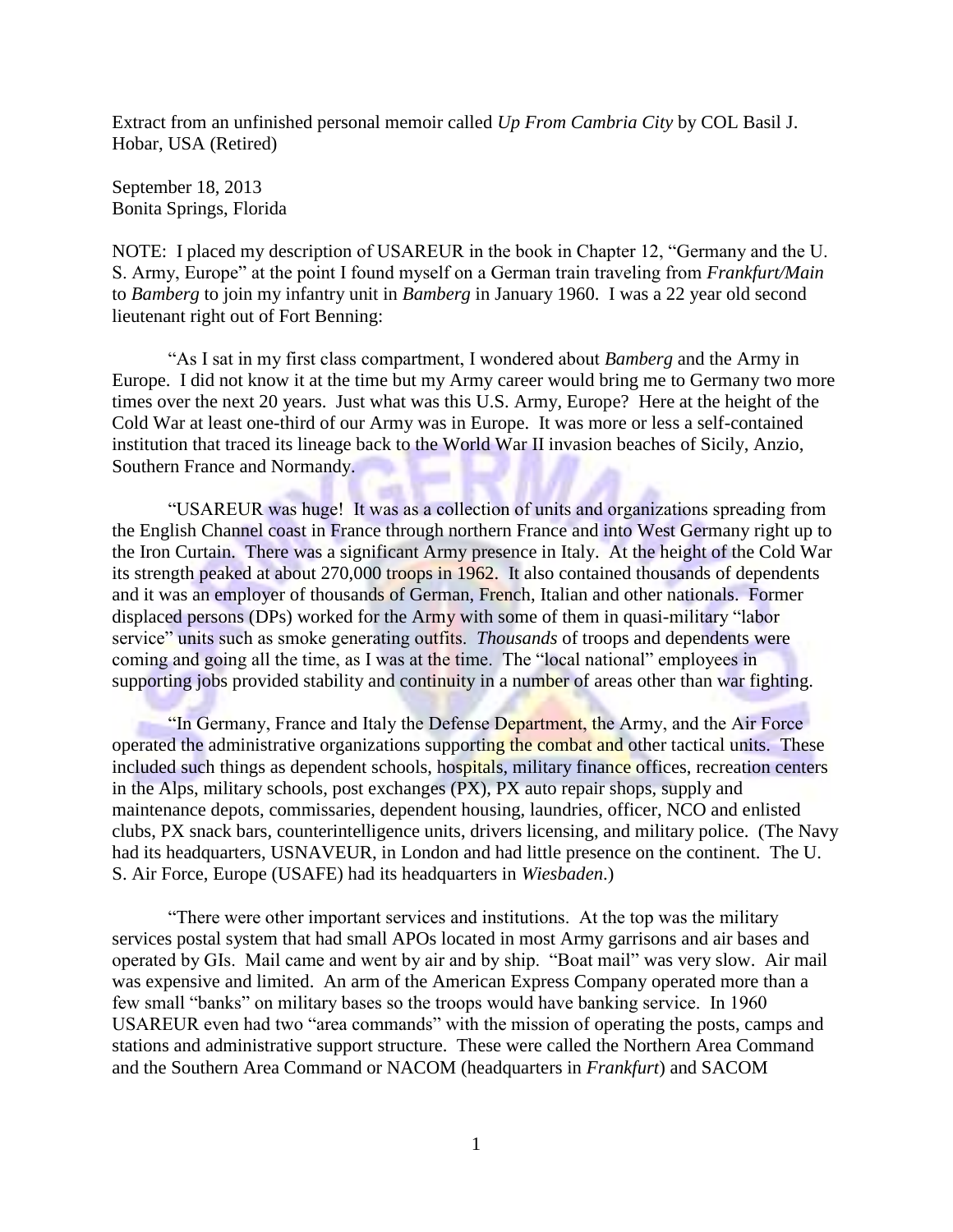Extract from an unfinished personal memoir called *Up From Cambria City* by COL Basil J. Hobar, USA (Retired)

September 18, 2013
Bonita Springs, Florida

NOTE: I placed my description of USAREUR in the book in Chapter 12, "Germany and the U. S. Army, Europe" at the point I found myself on a German train traveling from *Frankfurt/Main* to *Bamberg* to join my infantry unit in *Bamberg* in January 1960. I was a 22 year old second lieutenant right out of Fort Benning:

"As I sat in my first class compartment, I wondered about *Bamberg* and the Army in Europe. I did not know it at the time but my Army career would bring me to Germany two more times over the next 20 years. Just what was this U.S. Army, Europe? Here at the height of the Cold War at least one-third of our Army was in Europe. It was more or less a self-contained institution that traced its lineage back to the World War II invasion beaches of Sicily, Anzio, Southern France and Normandy.

"USAREUR was huge! It was as a collection of units and organizations spreading from the English Channel coast in France through northern France and into West Germany right up to the Iron Curtain. There was a significant Army presence in Italy. At the height of the Cold War its strength peaked at about 270,000 troops in 1962. It also contained thousands of dependents and it was an employer of thousands of German, French, Italian and other nationals. Former displaced persons (DPs) worked for the Army with some of them in quasi-military "labor service" units such as smoke generating outfits. *Thousands* of troops and dependents were coming and going all the time, as I was at the time. The "local national" employees in supporting jobs provided stability and continuity in a number of areas other than war fighting.

"In Germany, France and Italy the Defense Department, the Army, and the Air Force operated the administrative organizations supporting the combat and other tactical units. These included such things as dependent schools, hospitals, military finance offices, recreation centers in the Alps, military schools, post exchanges (PX), PX auto repair shops, supply and maintenance depots, commissaries, dependent housing, laundries, officer, NCO and enlisted clubs, PX snack bars, counterintelligence units, drivers licensing, and military police. (The Navy had its headquarters, USNAVEUR, in London and had little presence on the continent. The U. S. Air Force, Europe (USAFE) had its headquarters in *Wiesbaden*.)

"There were other important services and institutions. At the top was the military services postal system that had small APOs located in most Army garrisons and air bases and operated by GIs. Mail came and went by air and by ship. "Boat mail" was very slow. Air mail was expensive and limited. An arm of the American Express Company operated more than a few small "banks" on military bases so the troops would have banking service. In 1960 USAREUR even had two "area commands" with the mission of operating the posts, camps and stations and administrative support structure. These were called the Northern Area Command and the Southern Area Command or NACOM (headquarters in *Frankfurt*) and SACOM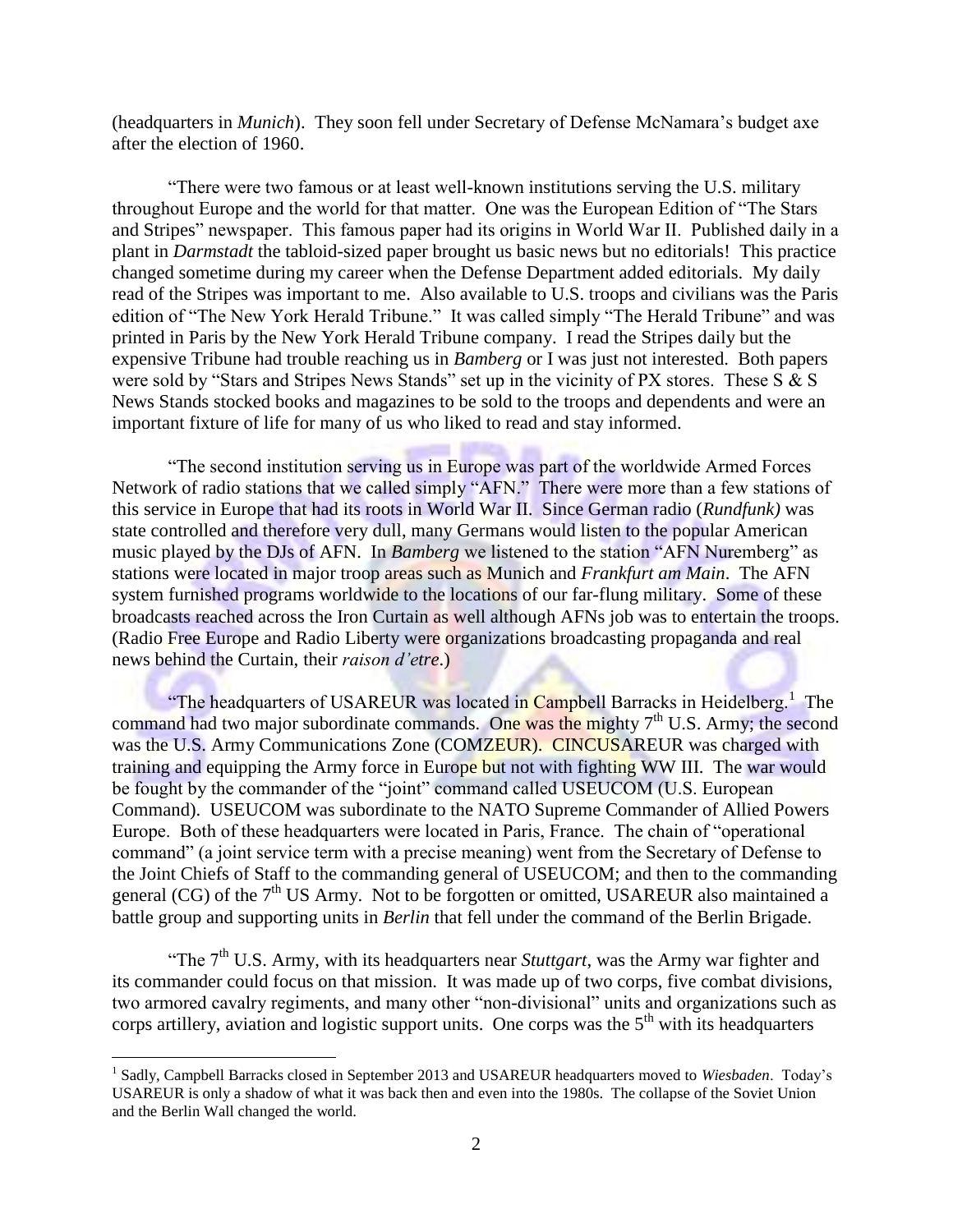(headquarters in *Munich*). They soon fell under Secretary of Defense McNamara's budget axe after the election of 1960.

"There were two famous or at least well-known institutions serving the U.S. military throughout Europe and the world for that matter. One was the European Edition of "The Stars and Stripes" newspaper. This famous paper had its origins in World War II. Published daily in a plant in *Darmstadt* the tabloid-sized paper brought us basic news but no editorials! This practice changed sometime during my career when the Defense Department added editorials. My daily read of the Stripes was important to me. Also available to U.S. troops and civilians was the Paris edition of "The New York Herald Tribune." It was called simply "The Herald Tribune" and was printed in Paris by the New York Herald Tribune company. I read the Stripes daily but the expensive Tribune had trouble reaching us in *Bamberg* or I was just not interested. Both papers were sold by "Stars and Stripes News Stands" set up in the vicinity of PX stores. These S & S News Stands stocked books and magazines to be sold to the troops and dependents and were an important fixture of life for many of us who liked to read and stay informed.

"The second institution serving us in Europe was part of the worldwide Armed Forces Network of radio stations that we called simply "AFN." There were more than a few stations of this service in Europe that had its roots in World War II. Since German radio (*Rundfunk)* was state controlled and therefore very dull, many Germans would listen to the popular American music played by the DJs of AFN. In *Bamberg* we listened to the station "AFN Nuremberg" as stations were located in major troop areas such as Munich and *Frankfurt am Main*. The AFN system furnished programs worldwide to the locations of our far-flung military. Some of these broadcasts reached across the Iron Curtain as well although AFNs job was to entertain the troops. (Radio Free Europe and Radio Liberty were organizations broadcasting propaganda and real news behind the Curtain, their *raison d'etre*.)

"The headquarters of USAREUR was located in Campbell Barracks in Heidelberg.[1] The command had two major subordinate commands. One was the mighty 7th U.S. Army; the second was the U.S. Army Communications Zone (COMZEUR). CINCUSAREUR was charged with training and equipping the Army force in Europe but not with fighting WW III. The war would be fought by the commander of the "joint" command called USEUCOM (U.S. European Command). USEUCOM was subordinate to the NATO Supreme Commander of Allied Powers Europe. Both of these headquarters were located in Paris, France. The chain of "operational command" (a joint service term with a precise meaning) went from the Secretary of Defense to the Joint Chiefs of Staff to the commanding general of USEUCOM; and then to the commanding general (CG) of the 7th US Army. Not to be forgotten or omitted, USAREUR also maintained a battle group and supporting units in *Berlin* that fell under the command of the Berlin Brigade.

"The 7th U.S. Army, with its headquarters near *Stuttgart*, was the Army war fighter and its commander could focus on that mission. It was made up of two corps, five combat divisions, two armored cavalry regiments, and many other "non-divisional" units and organizations such as corps artillery, aviation and logistic support units. One corps was the 5th with its headquarters

---

[1] Sadly, Campbell Barracks closed in September 2013 and USAREUR headquarters moved to *Wiesbaden*. Today's USAREUR is only a shadow of what it was back then and even into the 1980s. The collapse of the Soviet Union and the Berlin Wall changed the world.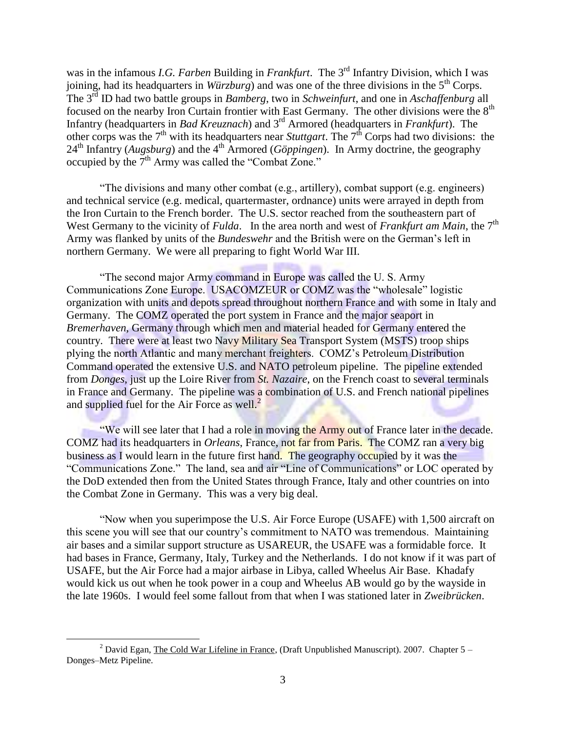was in the infamous *I.G. Farben* Building in *Frankfurt*. The 3rd Infantry Division, which I was joining, had its headquarters in *Würzburg*) and was one of the three divisions in the 5th Corps. The 3rd ID had two battle groups in *Bamberg*, two in *Schweinfurt*, and one in *Aschaffenburg* all focused on the nearby Iron Curtain frontier with East Germany. The other divisions were the 8th Infantry (headquarters in *Bad Kreuznach*) and 3rd Armored (headquarters in *Frankfurt*). The other corps was the 7th with its headquarters near *Stuttgart*. The 7th Corps had two divisions: the 24th Infantry (*Augsburg*) and the 4th Armored (*Göppingen*). In Army doctrine, the geography occupied by the 7th Army was called the "Combat Zone."

"The divisions and many other combat (e.g., artillery), combat support (e.g. engineers) and technical service (e.g. medical, quartermaster, ordnance) units were arrayed in depth from the Iron Curtain to the French border. The U.S. sector reached from the southeastern part of West Germany to the vicinity of *Fulda*. In the area north and west of *Frankfurt am Main*, the 7th Army was flanked by units of the *Bundeswehr* and the British were on the German's left in northern Germany. We were all preparing to fight World War III.

"The second major Army command in Europe was called the U. S. Army Communications Zone Europe. USACOMZEUR or COMZ was the "wholesale" logistic organization with units and depots spread throughout northern France and with some in Italy and Germany. The COMZ operated the port system in France and the major seaport in *Bremerhaven*, Germany through which men and material headed for Germany entered the country. There were at least two Navy Military Sea Transport System (MSTS) troop ships plying the north Atlantic and many merchant freighters. COMZ's Petroleum Distribution Command operated the extensive U.S. and NATO petroleum pipeline. The pipeline extended from *Donges*, just up the Loire River from *St. Nazaire*, on the French coast to several terminals in France and Germany. The pipeline was a combination of U.S. and French national pipelines and supplied fuel for the Air Force as well.[2]

"We will see later that I had a role in moving the Army out of France later in the decade. COMZ had its headquarters in *Orleans*, France, not far from Paris. The COMZ ran a very big business as I would learn in the future first hand. The geography occupied by it was the "Communications Zone." The land, sea and air "Line of Communications" or LOC operated by the DoD extended then from the United States through France, Italy and other countries on into the Combat Zone in Germany. This was a very big deal.

"Now when you superimpose the U.S. Air Force Europe (USAFE) with 1,500 aircraft on this scene you will see that our country's commitment to NATO was tremendous. Maintaining air bases and a similar support structure as USAREUR, the USAFE was a formidable force. It had bases in France, Germany, Italy, Turkey and the Netherlands. I do not know if it was part of USAFE, but the Air Force had a major airbase in Libya, called Wheelus Air Base. Khadafy would kick us out when he took power in a coup and Wheelus AB would go by the wayside in the late 1960s. I would feel some fallout from that when I was stationed later in *Zweibrücken*.

---

[2] David Egan, The Cold War Lifeline in France, (Draft Unpublished Manuscript). 2007. Chapter 5 – Donges–Metz Pipeline.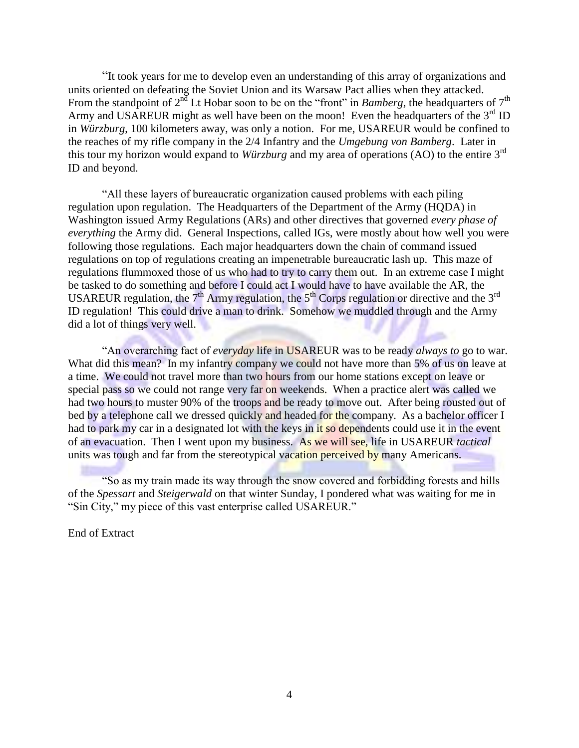"It took years for me to develop even an understanding of this array of organizations and units oriented on defeating the Soviet Union and its Warsaw Pact allies when they attacked. From the standpoint of 2nd Lt Hobar soon to be on the "front" in *Bamberg*, the headquarters of 7th Army and USAREUR might as well have been on the moon! Even the headquarters of the 3rd ID in *Würzburg*, 100 kilometers away, was only a notion. For me, USAREUR would be confined to the reaches of my rifle company in the 2/4 Infantry and the *Umgebung von Bamberg*. Later in this tour my horizon would expand to *Würzburg* and my area of operations (AO) to the entire 3rd ID and beyond.

"All these layers of bureaucratic organization caused problems with each piling regulation upon regulation. The Headquarters of the Department of the Army (HQDA) in Washington issued Army Regulations (ARs) and other directives that governed *every phase of everything* the Army did. General Inspections, called IGs, were mostly about how well you were following those regulations. Each major headquarters down the chain of command issued regulations on top of regulations creating an impenetrable bureaucratic lash up. This maze of regulations flummoxed those of us who had to try to carry them out. In an extreme case I might be tasked to do something and before I could act I would have to have available the AR, the USAREUR regulation, the 7th Army regulation, the 5th Corps regulation or directive and the 3rd ID regulation! This could drive a man to drink. Somehow we muddled through and the Army did a lot of things very well.

"An overarching fact of *everyday* life in USAREUR was to be ready *always to* go to war. What did this mean? In my infantry company we could not have more than 5% of us on leave at a time. We could not travel more than two hours from our home stations except on leave or special pass so we could not range very far on weekends. When a practice alert was called we had two hours to muster 90% of the troops and be ready to move out. After being rousted out of bed by a telephone call we dressed quickly and headed for the company. As a bachelor officer I had to park my car in a designated lot with the keys in it so dependents could use it in the event of an evacuation. Then I went upon my business. As we will see, life in USAREUR *tactical* units was tough and far from the stereotypical vacation perceived by many Americans.

"So as my train made its way through the snow covered and forbidding forests and hills of the *Spessart* and *Steigerwald* on that winter Sunday, I pondered what was waiting for me in "Sin City," my piece of this vast enterprise called USAREUR."

End of Extract